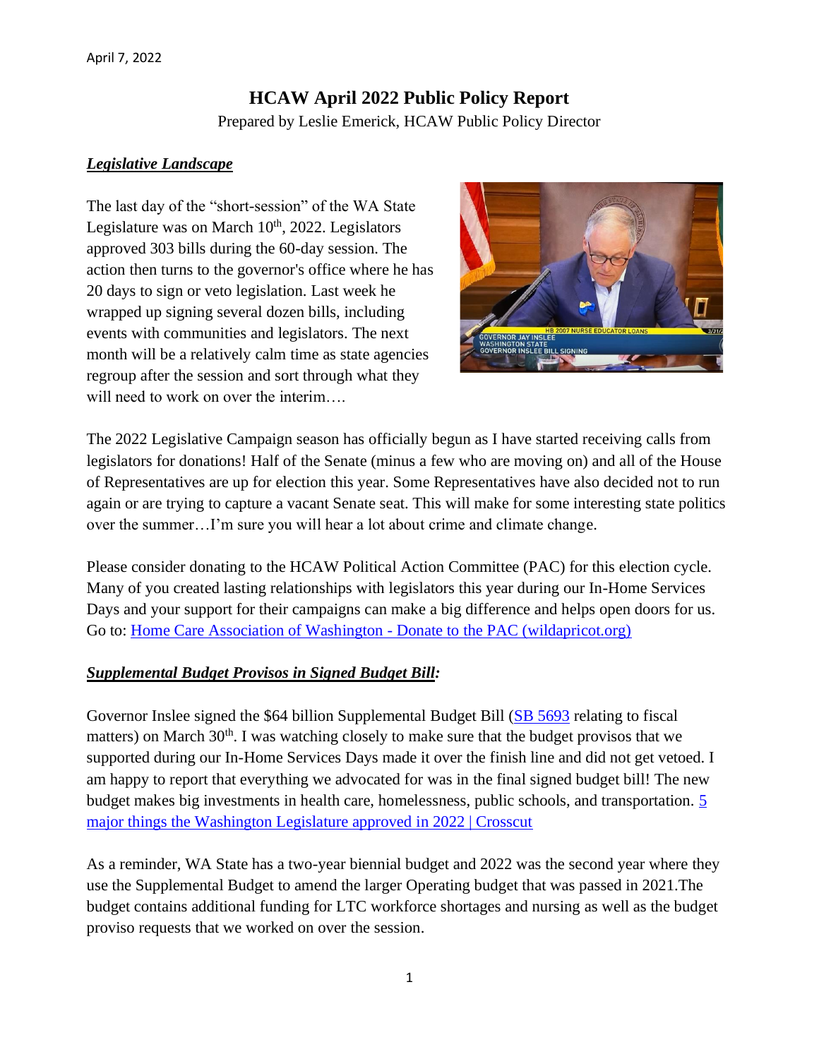April 7, 2022

# HCAW April 2022 Public Policy Report

Prepared by Leslie Emerick, HCAW Public Policy Director

## ***Legislative Landscape***

The last day of the "short-session" of the WA State Legislature was on March 10th, 2022. Legislators approved 303 bills during the 60-day session. The action then turns to the governor's office where he has 20 days to sign or veto legislation. Last week he wrapped up signing several dozen bills, including events with communities and legislators. The next month will be a relatively calm time as state agencies regroup after the session and sort through what they will need to work on over the interim….

The 2022 Legislative Campaign season has officially begun as I have started receiving calls from legislators for donations! Half of the Senate (minus a few who are moving on) and all of the House of Representatives are up for election this year. Some Representatives have also decided not to run again or are trying to capture a vacant Senate seat. This will make for some interesting state politics over the summer…I'm sure you will hear a lot about crime and climate change.

Please consider donating to the HCAW Political Action Committee (PAC) for this election cycle. Many of you created lasting relationships with legislators this year during our In-Home Services Days and your support for their campaigns can make a big difference and helps open doors for us. Go to: [Home Care Association of Washington - Donate to the PAC (wildapricot.org)]

## ***Supplemental Budget Provisos in Signed Budget Bill:***

Governor Inslee signed the $64 billion Supplemental Budget Bill ([SB 5693] relating to fiscal matters) on March 30th. I was watching closely to make sure that the budget provisos that we supported during our In-Home Services Days made it over the finish line and did not get vetoed. I am happy to report that everything we advocated for was in the final signed budget bill! The new budget makes big investments in health care, homelessness, public schools, and transportation. [5 major things the Washington Legislature approved in 2022 | Crosscut]

As a reminder, WA State has a two-year biennial budget and 2022 was the second year where they use the Supplemental Budget to amend the larger Operating budget that was passed in 2021.The budget contains additional funding for LTC workforce shortages and nursing as well as the budget proviso requests that we worked on over the session.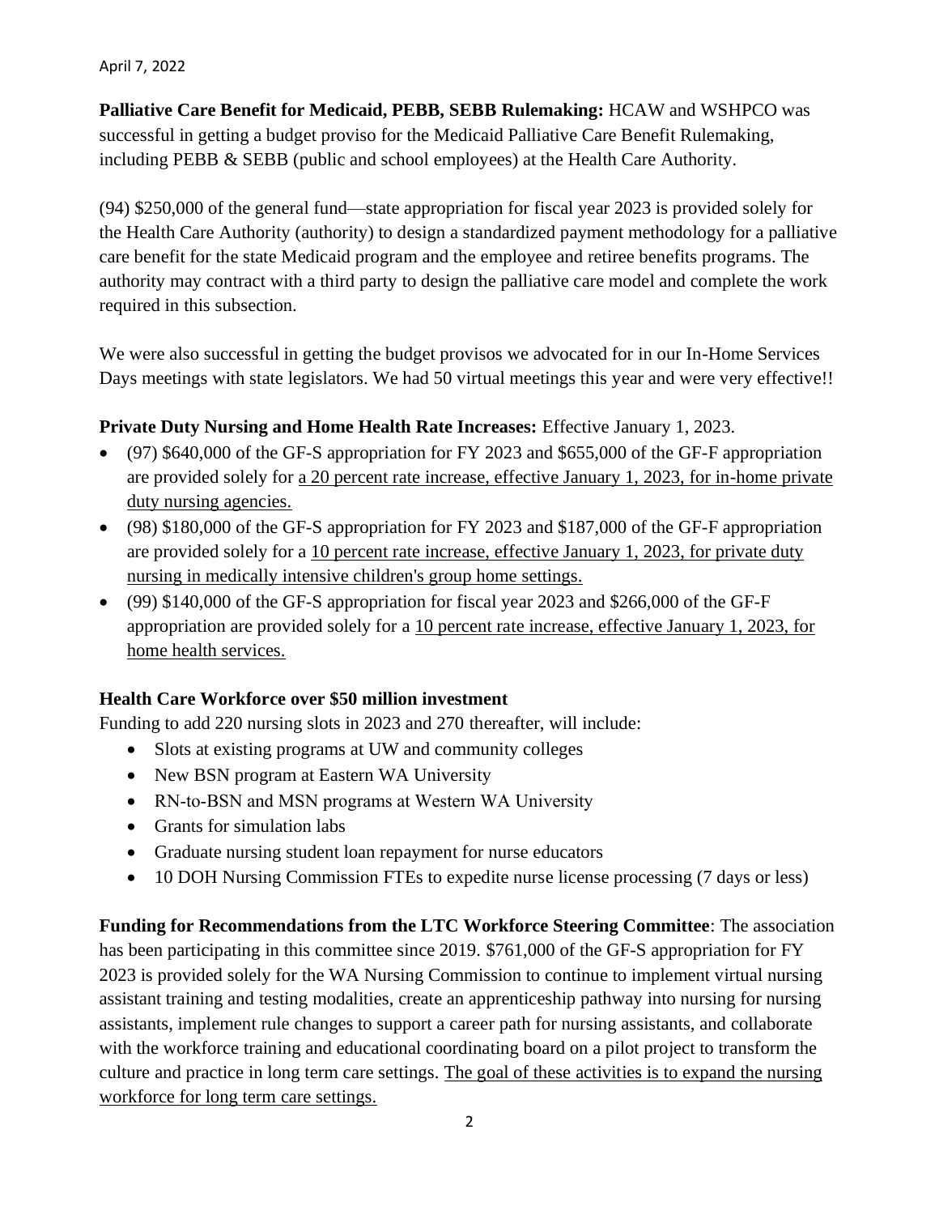April 7, 2022

**Palliative Care Benefit for Medicaid, PEBB, SEBB Rulemaking:** HCAW and WSHPCO was successful in getting a budget proviso for the Medicaid Palliative Care Benefit Rulemaking, including PEBB & SEBB (public and school employees) at the Health Care Authority.

(94) $250,000 of the general fund—state appropriation for fiscal year 2023 is provided solely for the Health Care Authority (authority) to design a standardized payment methodology for a palliative care benefit for the state Medicaid program and the employee and retiree benefits programs. The authority may contract with a third party to design the palliative care model and complete the work required in this subsection.

We were also successful in getting the budget provisos we advocated for in our In-Home Services Days meetings with state legislators. We had 50 virtual meetings this year and were very effective!!

**Private Duty Nursing and Home Health Rate Increases:** Effective January 1, 2023.

- (97) $640,000 of the GF-S appropriation for FY 2023 and $655,000 of the GF-F appropriation are provided solely for a 20 percent rate increase, effective January 1, 2023, for in-home private duty nursing agencies.
- (98) $180,000 of the GF-S appropriation for FY 2023 and $187,000 of the GF-F appropriation are provided solely for a 10 percent rate increase, effective January 1, 2023, for private duty nursing in medically intensive children's group home settings.
- (99) $140,000 of the GF-S appropriation for fiscal year 2023 and $266,000 of the GF-F appropriation are provided solely for a 10 percent rate increase, effective January 1, 2023, for home health services.

**Health Care Workforce over $50 million investment**

Funding to add 220 nursing slots in 2023 and 270 thereafter, will include:

- Slots at existing programs at UW and community colleges
- New BSN program at Eastern WA University
- RN-to-BSN and MSN programs at Western WA University
- Grants for simulation labs
- Graduate nursing student loan repayment for nurse educators
- 10 DOH Nursing Commission FTEs to expedite nurse license processing (7 days or less)

**Funding for Recommendations from the LTC Workforce Steering Committee**: The association has been participating in this committee since 2019. $761,000 of the GF-S appropriation for FY 2023 is provided solely for the WA Nursing Commission to continue to implement virtual nursing assistant training and testing modalities, create an apprenticeship pathway into nursing for nursing assistants, implement rule changes to support a career path for nursing assistants, and collaborate with the workforce training and educational coordinating board on a pilot project to transform the culture and practice in long term care settings. The goal of these activities is to expand the nursing workforce for long term care settings.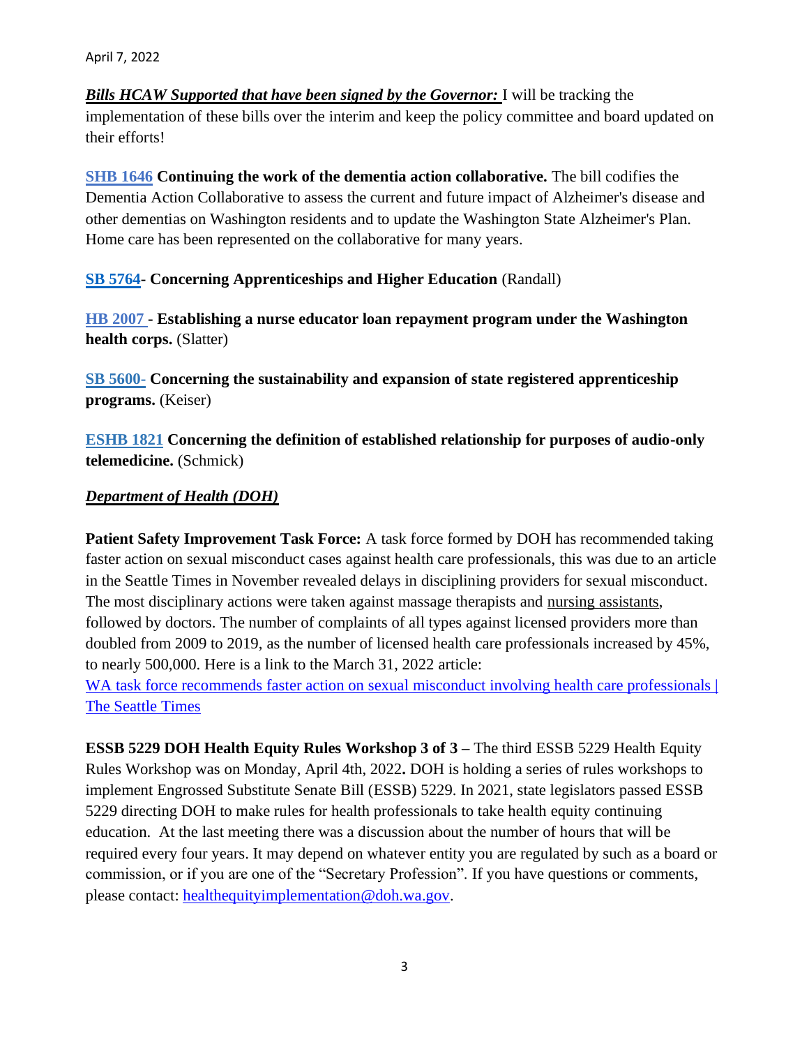April 7, 2022

***Bills HCAW Supported that have been signed by the Governor:*** I will be tracking the implementation of these bills over the interim and keep the policy committee and board updated on their efforts!

**SHB 1646 Continuing the work of the dementia action collaborative.** The bill codifies the Dementia Action Collaborative to assess the current and future impact of Alzheimer's disease and other dementias on Washington residents and to update the Washington State Alzheimer's Plan. Home care has been represented on the collaborative for many years.

**SB 5764- Concerning Apprenticeships and Higher Education** (Randall)

**HB 2007 - Establishing a nurse educator loan repayment program under the Washington health corps.** (Slatter)

**SB 5600- Concerning the sustainability and expansion of state registered apprenticeship programs.** (Keiser)

**ESHB 1821 Concerning the definition of established relationship for purposes of audio-only telemedicine.** (Schmick)

***Department of Health (DOH)***

**Patient Safety Improvement Task Force:** A task force formed by DOH has recommended taking faster action on sexual misconduct cases against health care professionals, this was due to an article in the Seattle Times in November revealed delays in disciplining providers for sexual misconduct. The most disciplinary actions were taken against massage therapists and nursing assistants, followed by doctors. The number of complaints of all types against licensed providers more than doubled from 2009 to 2019, as the number of licensed health care professionals increased by 45%, to nearly 500,000. Here is a link to the March 31, 2022 article:
WA task force recommends faster action on sexual misconduct involving health care professionals | The Seattle Times

**ESSB 5229 DOH Health Equity Rules Workshop 3 of 3 –** The third ESSB 5229 Health Equity Rules Workshop was on Monday, April 4th, 2022**.** DOH is holding a series of rules workshops to implement Engrossed Substitute Senate Bill (ESSB) 5229. In 2021, state legislators passed ESSB 5229 directing DOH to make rules for health professionals to take health equity continuing education. At the last meeting there was a discussion about the number of hours that will be required every four years. It may depend on whatever entity you are regulated by such as a board or commission, or if you are one of the "Secretary Profession". If you have questions or comments, please contact: healthequityimplementation@doh.wa.gov.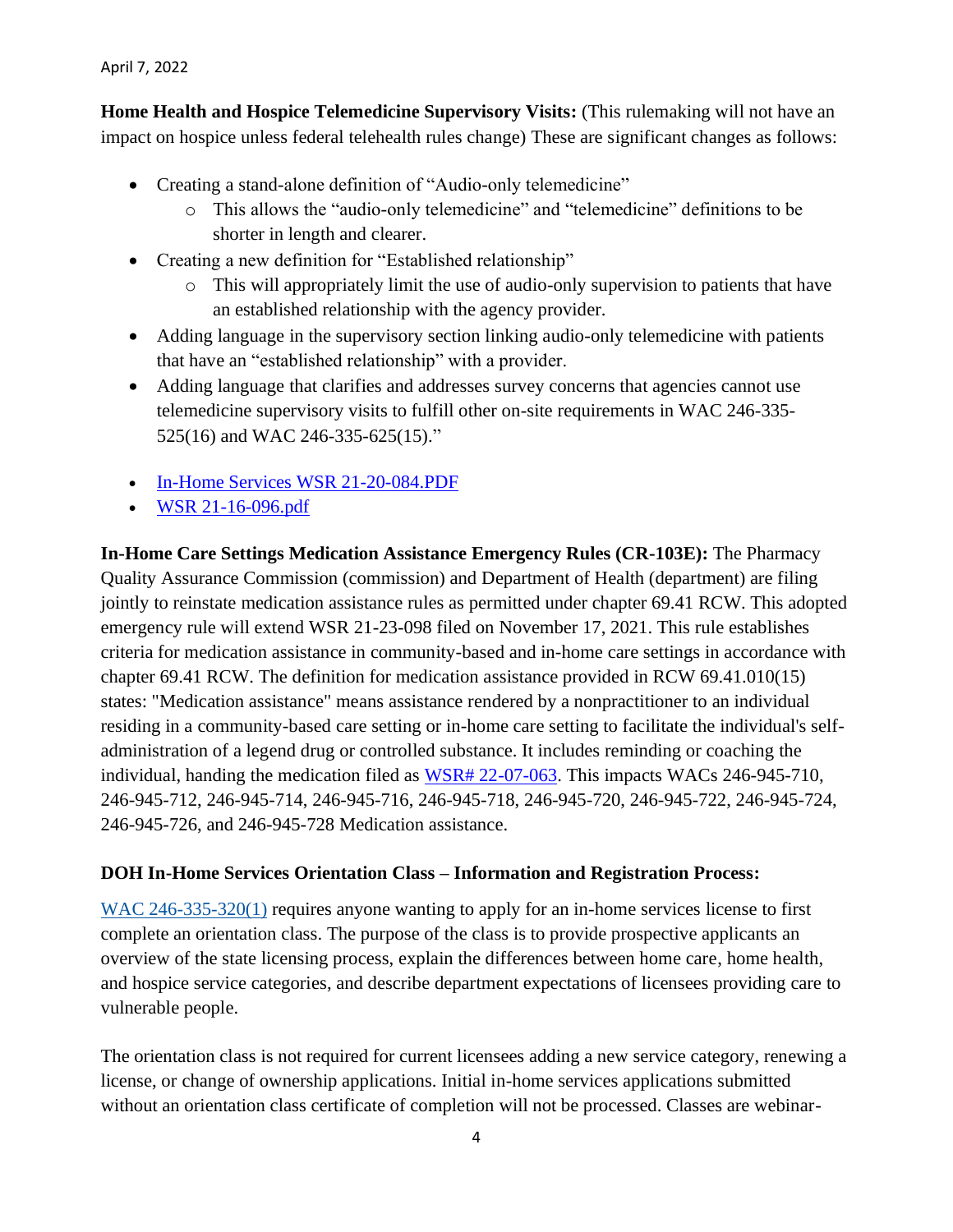April 7, 2022

**Home Health and Hospice Telemedicine Supervisory Visits:** (This rulemaking will not have an impact on hospice unless federal telehealth rules change) These are significant changes as follows:

- Creating a stand-alone definition of "Audio-only telemedicine"
  - This allows the "audio-only telemedicine" and "telemedicine" definitions to be shorter in length and clearer.
- Creating a new definition for "Established relationship"
  - This will appropriately limit the use of audio-only supervision to patients that have an established relationship with the agency provider.
- Adding language in the supervisory section linking audio-only telemedicine with patients that have an "established relationship" with a provider.
- Adding language that clarifies and addresses survey concerns that agencies cannot use telemedicine supervisory visits to fulfill other on-site requirements in WAC 246-335-525(16) and WAC 246-335-625(15)."

- In-Home Services WSR 21-20-084.PDF
- WSR 21-16-096.pdf

**In-Home Care Settings Medication Assistance Emergency Rules (CR-103E):** The Pharmacy Quality Assurance Commission (commission) and Department of Health (department) are filing jointly to reinstate medication assistance rules as permitted under chapter 69.41 RCW. This adopted emergency rule will extend WSR 21-23-098 filed on November 17, 2021. This rule establishes criteria for medication assistance in community-based and in-home care settings in accordance with chapter 69.41 RCW. The definition for medication assistance provided in RCW 69.41.010(15) states: "Medication assistance" means assistance rendered by a nonpractitioner to an individual residing in a community-based care setting or in-home care setting to facilitate the individual's self-administration of a legend drug or controlled substance. It includes reminding or coaching the individual, handing the medication filed as WSR# 22-07-063. This impacts WACs 246-945-710, 246-945-712, 246-945-714, 246-945-716, 246-945-718, 246-945-720, 246-945-722, 246-945-724, 246-945-726, and 246-945-728 Medication assistance.

## DOH In-Home Services Orientation Class – Information and Registration Process:

WAC 246-335-320(1) requires anyone wanting to apply for an in-home services license to first complete an orientation class. The purpose of the class is to provide prospective applicants an overview of the state licensing process, explain the differences between home care, home health, and hospice service categories, and describe department expectations of licensees providing care to vulnerable people.

The orientation class is not required for current licensees adding a new service category, renewing a license, or change of ownership applications. Initial in-home services applications submitted without an orientation class certificate of completion will not be processed. Classes are webinar-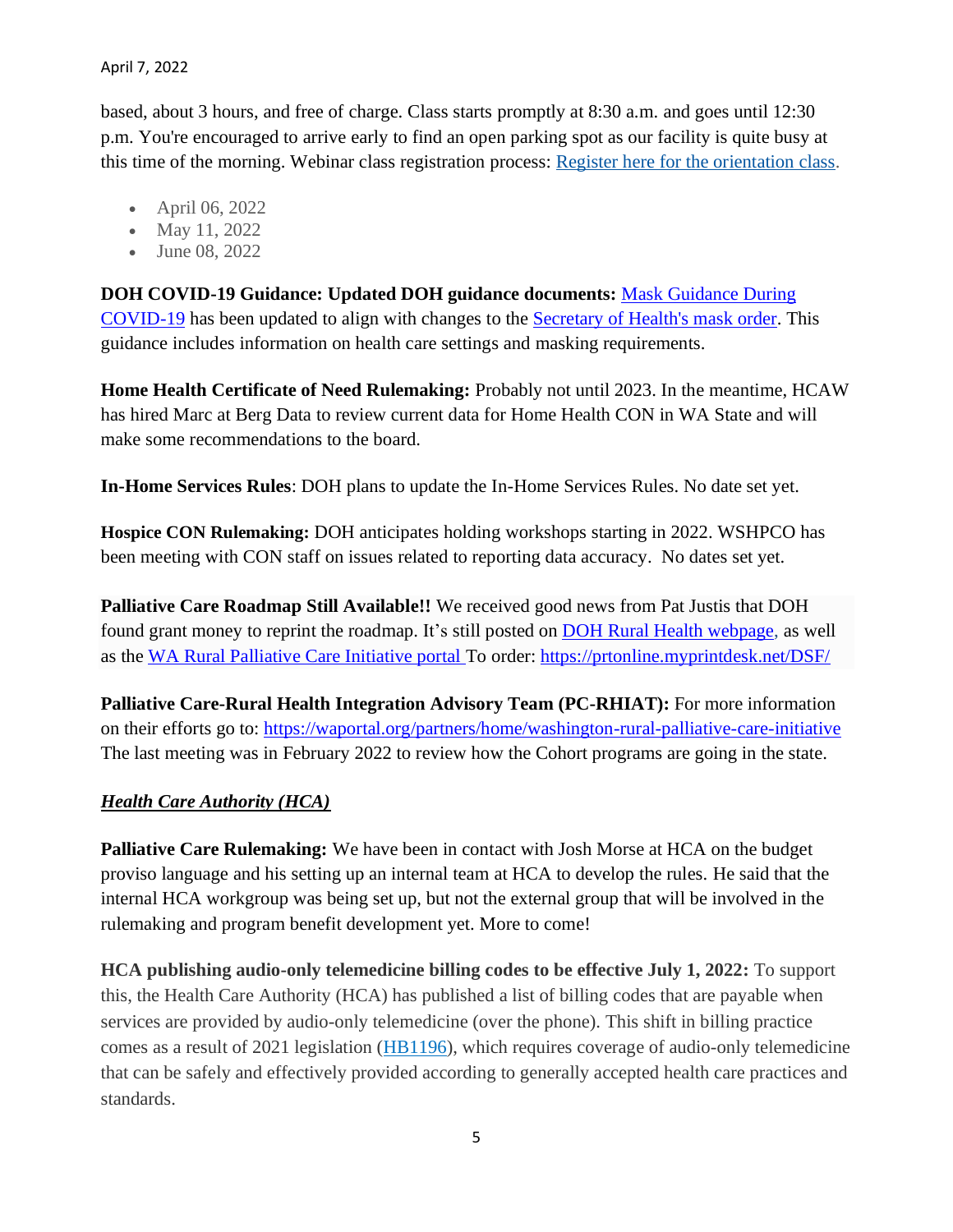based, about 3 hours, and free of charge. Class starts promptly at 8:30 a.m. and goes until 12:30 p.m. You're encouraged to arrive early to find an open parking spot as our facility is quite busy at this time of the morning. Webinar class registration process: [Register here for the orientation class.]

- April 06, 2022
- May 11, 2022
- June 08, 2022

**DOH COVID-19 Guidance: Updated DOH guidance documents:** Mask Guidance During COVID-19 has been updated to align with changes to the Secretary of Health's mask order. This guidance includes information on health care settings and masking requirements.

**Home Health Certificate of Need Rulemaking:** Probably not until 2023. In the meantime, HCAW has hired Marc at Berg Data to review current data for Home Health CON in WA State and will make some recommendations to the board.

**In-Home Services Rules**: DOH plans to update the In-Home Services Rules. No date set yet.

**Hospice CON Rulemaking:** DOH anticipates holding workshops starting in 2022. WSHPCO has been meeting with CON staff on issues related to reporting data accuracy. No dates set yet.

**Palliative Care Roadmap Still Available!!** We received good news from Pat Justis that DOH found grant money to reprint the roadmap. It's still posted on DOH Rural Health webpage, as well as the WA Rural Palliative Care Initiative portal To order: https://prtonline.myprintdesk.net/DSF/

**Palliative Care-Rural Health Integration Advisory Team (PC-RHIAT):** For more information on their efforts go to: https://waportal.org/partners/home/washington-rural-palliative-care-initiative The last meeting was in February 2022 to review how the Cohort programs are going in the state.

## ***Health Care Authority (HCA)***

**Palliative Care Rulemaking:** We have been in contact with Josh Morse at HCA on the budget proviso language and his setting up an internal team at HCA to develop the rules. He said that the internal HCA workgroup was being set up, but not the external group that will be involved in the rulemaking and program benefit development yet. More to come!

**HCA publishing audio-only telemedicine billing codes to be effective July 1, 2022:** To support this, the Health Care Authority (HCA) has published a list of billing codes that are payable when services are provided by audio-only telemedicine (over the phone). This shift in billing practice comes as a result of 2021 legislation (HB1196), which requires coverage of audio-only telemedicine that can be safely and effectively provided according to generally accepted health care practices and standards.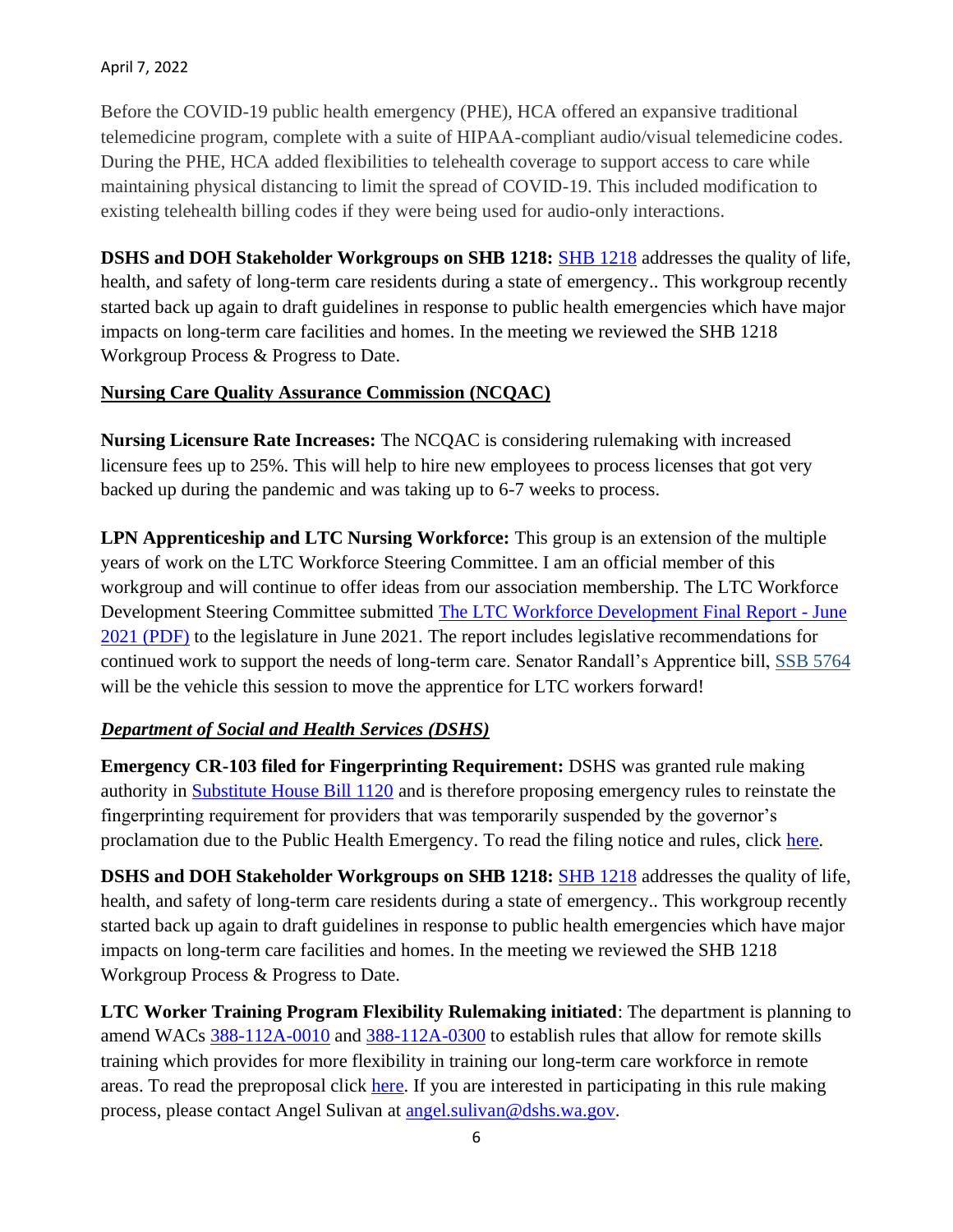Before the COVID-19 public health emergency (PHE), HCA offered an expansive traditional telemedicine program, complete with a suite of HIPAA-compliant audio/visual telemedicine codes. During the PHE, HCA added flexibilities to telehealth coverage to support access to care while maintaining physical distancing to limit the spread of COVID-19. This included modification to existing telehealth billing codes if they were being used for audio-only interactions.

**DSHS and DOH Stakeholder Workgroups on SHB 1218:** SHB 1218 addresses the quality of life, health, and safety of long-term care residents during a state of emergency.. This workgroup recently started back up again to draft guidelines in response to public health emergencies which have major impacts on long-term care facilities and homes. In the meeting we reviewed the SHB 1218 Workgroup Process & Progress to Date.

**<u>Nursing Care Quality Assurance Commission (NCQAC)</u>**

**Nursing Licensure Rate Increases:** The NCQAC is considering rulemaking with increased licensure fees up to 25%. This will help to hire new employees to process licenses that got very backed up during the pandemic and was taking up to 6-7 weeks to process.

**LPN Apprenticeship and LTC Nursing Workforce:** This group is an extension of the multiple years of work on the LTC Workforce Steering Committee. I am an official member of this workgroup and will continue to offer ideas from our association membership. The LTC Workforce Development Steering Committee submitted The LTC Workforce Development Final Report - June 2021 (PDF) to the legislature in June 2021. The report includes legislative recommendations for continued work to support the needs of long-term care. Senator Randall's Apprentice bill, SSB 5764 will be the vehicle this session to move the apprentice for LTC workers forward!

***<u>Department of Social and Health Services (DSHS)</u>***

**Emergency CR-103 filed for Fingerprinting Requirement:** DSHS was granted rule making authority in Substitute House Bill 1120 and is therefore proposing emergency rules to reinstate the fingerprinting requirement for providers that was temporarily suspended by the governor's proclamation due to the Public Health Emergency. To read the filing notice and rules, click here.

**DSHS and DOH Stakeholder Workgroups on SHB 1218:** SHB 1218 addresses the quality of life, health, and safety of long-term care residents during a state of emergency.. This workgroup recently started back up again to draft guidelines in response to public health emergencies which have major impacts on long-term care facilities and homes. In the meeting we reviewed the SHB 1218 Workgroup Process & Progress to Date.

**LTC Worker Training Program Flexibility Rulemaking initiated**: The department is planning to amend WACs 388-112A-0010 and 388-112A-0300 to establish rules that allow for remote skills training which provides for more flexibility in training our long-term care workforce in remote areas. To read the preproposal click here. If you are interested in participating in this rule making process, please contact Angel Sulivan at angel.sulivan@dshs.wa.gov.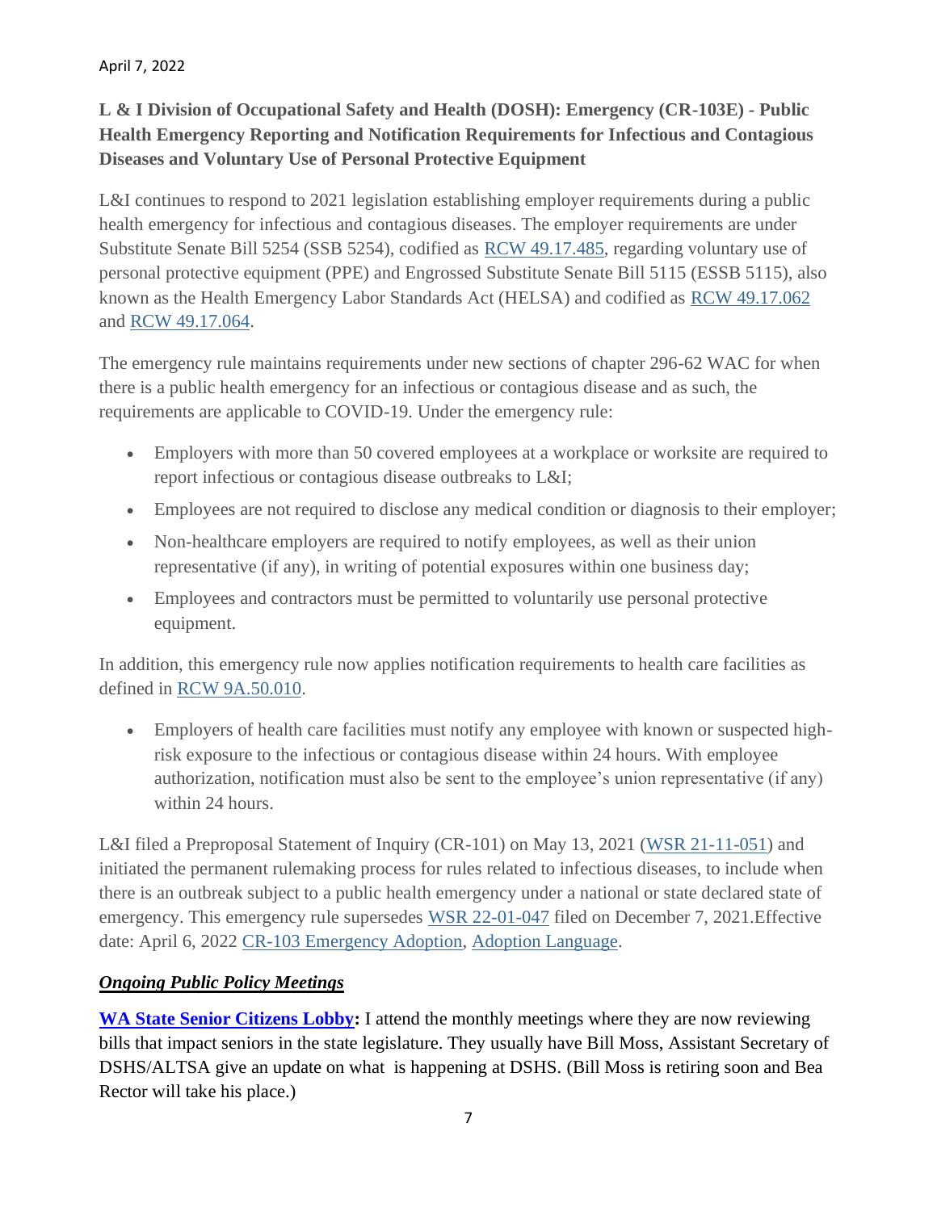April 7, 2022

**L & I Division of Occupational Safety and Health (DOSH): Emergency (CR-103E) - Public Health Emergency Reporting and Notification Requirements for Infectious and Contagious Diseases and Voluntary Use of Personal Protective Equipment**

L&I continues to respond to 2021 legislation establishing employer requirements during a public health emergency for infectious and contagious diseases. The employer requirements are under Substitute Senate Bill 5254 (SSB 5254), codified as RCW 49.17.485, regarding voluntary use of personal protective equipment (PPE) and Engrossed Substitute Senate Bill 5115 (ESSB 5115), also known as the Health Emergency Labor Standards Act (HELSA) and codified as RCW 49.17.062 and RCW 49.17.064.

The emergency rule maintains requirements under new sections of chapter 296-62 WAC for when there is a public health emergency for an infectious or contagious disease and as such, the requirements are applicable to COVID-19. Under the emergency rule:

- Employers with more than 50 covered employees at a workplace or worksite are required to report infectious or contagious disease outbreaks to L&I;
- Employees are not required to disclose any medical condition or diagnosis to their employer;
- Non-healthcare employers are required to notify employees, as well as their union representative (if any), in writing of potential exposures within one business day;
- Employees and contractors must be permitted to voluntarily use personal protective equipment.

In addition, this emergency rule now applies notification requirements to health care facilities as defined in RCW 9A.50.010.

- Employers of health care facilities must notify any employee with known or suspected high-risk exposure to the infectious or contagious disease within 24 hours. With employee authorization, notification must also be sent to the employee's union representative (if any) within 24 hours.

L&I filed a Preproposal Statement of Inquiry (CR-101) on May 13, 2021 (WSR 21-11-051) and initiated the permanent rulemaking process for rules related to infectious diseases, to include when there is an outbreak subject to a public health emergency under a national or state declared state of emergency. This emergency rule supersedes WSR 22-01-047 filed on December 7, 2021.Effective date: April 6, 2022 CR-103 Emergency Adoption, Adoption Language.

***Ongoing Public Policy Meetings***

**WA State Senior Citizens Lobby:** I attend the monthly meetings where they are now reviewing bills that impact seniors in the state legislature. They usually have Bill Moss, Assistant Secretary of DSHS/ALTSA give an update on what is happening at DSHS. (Bill Moss is retiring soon and Bea Rector will take his place.)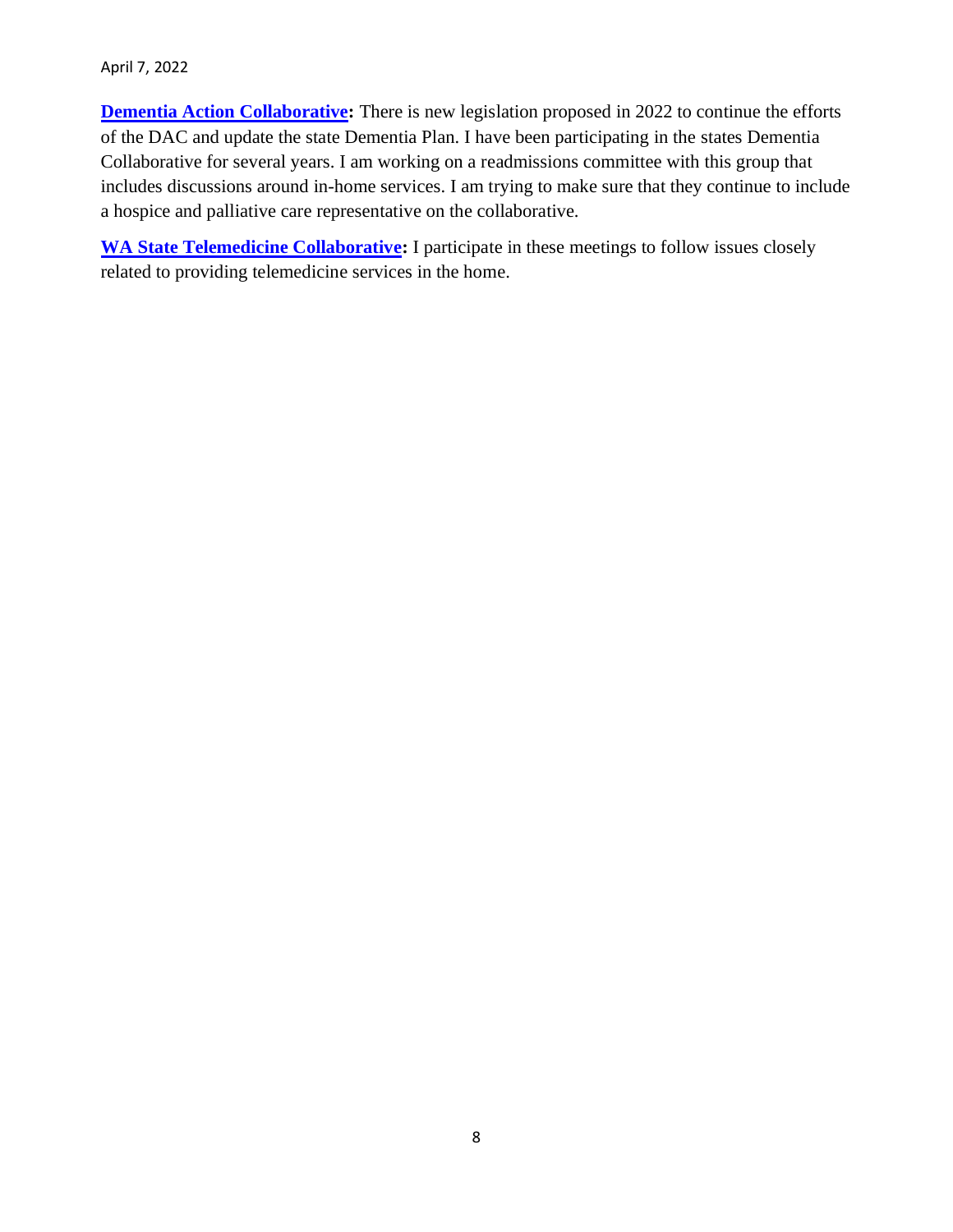**Dementia Action Collaborative:** There is new legislation proposed in 2022 to continue the efforts of the DAC and update the state Dementia Plan. I have been participating in the states Dementia Collaborative for several years. I am working on a readmissions committee with this group that includes discussions around in-home services. I am trying to make sure that they continue to include a hospice and palliative care representative on the collaborative.

**WA State Telemedicine Collaborative:** I participate in these meetings to follow issues closely related to providing telemedicine services in the home.